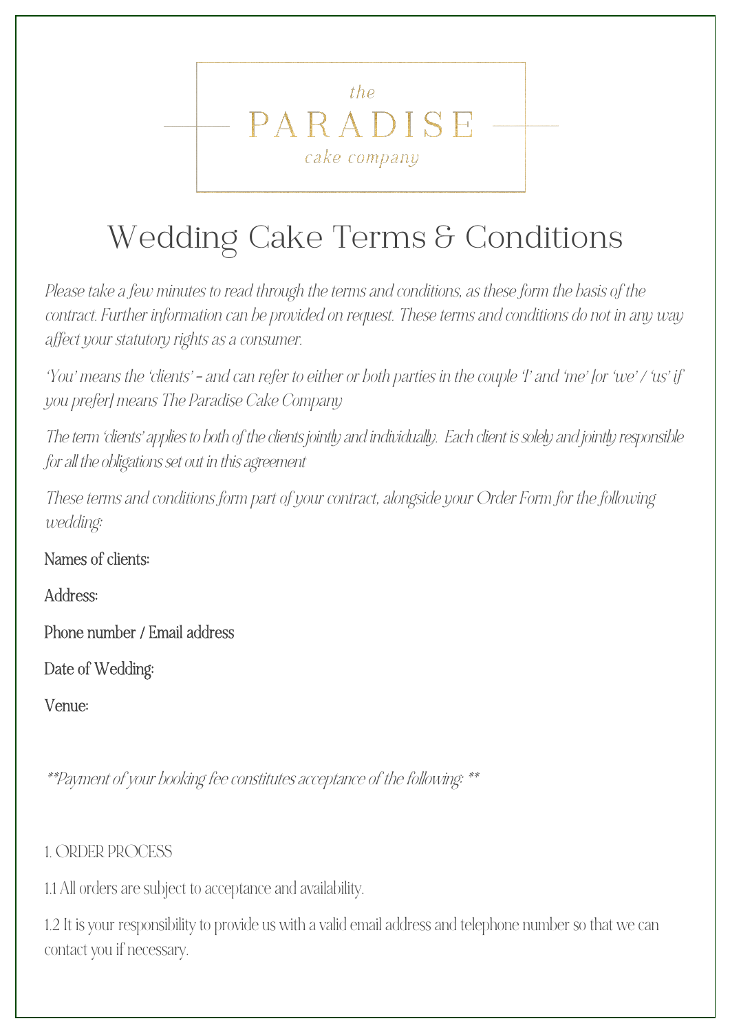the
PARADISE
cake company

# Wedding Cake Terms & Conditions

*Please take a few minutes to read through the terms and conditions, as these form the basis of the contract. Further information can be provided on request. These terms and conditions do not in any way affect your statutory rights as a consumer.*

*'You' means the 'clients' – and can refer to either or both parties in the couple 'I' and 'me' [or 'we' / 'us' if you prefer] means The Paradise Cake Company*

*The term 'clients' applies to both of the clients jointly and individually. Each client is solely and jointly responsible for all the obligations set out in this agreement*

*These terms and conditions form part of your contract, alongside your Order Form for the following wedding:*

Names of clients:

Address:

Phone number / Email address

Date of Wedding:

Venue:

*\*\*Payment of your booking fee constitutes acceptance of the following: \*\**

## 1. ORDER PROCESS

1.1 All orders are subject to acceptance and availability.

1.2 It is your responsibility to provide us with a valid email address and telephone number so that we can contact you if necessary.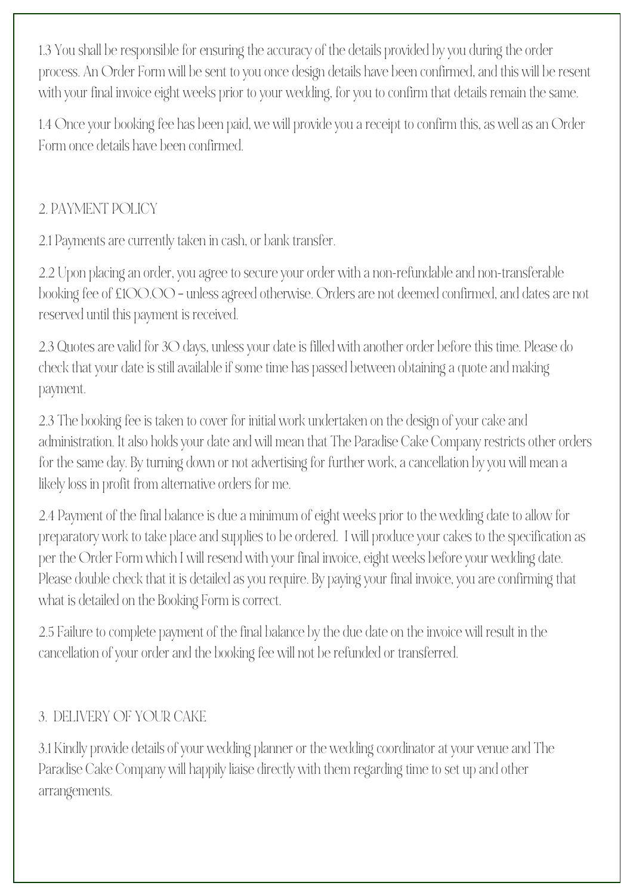1.3 You shall be responsible for ensuring the accuracy of the details provided by you during the order process. An Order Form will be sent to you once design details have been confirmed, and this will be resent with your final invoice eight weeks prior to your wedding, for you to confirm that details remain the same.

1.4 Once your booking fee has been paid, we will provide you a receipt to confirm this, as well as an Order Form once details have been confirmed.

## 2. PAYMENT POLICY

2.1 Payments are currently taken in cash, or bank transfer.

2.2 Upon placing an order, you agree to secure your order with a non-refundable and non-transferable booking fee of £100.00 – unless agreed otherwise. Orders are not deemed confirmed, and dates are not reserved until this payment is received.

2.3 Quotes are valid for 30 days, unless your date is filled with another order before this time. Please do check that your date is still available if some time has passed between obtaining a quote and making payment.

2.3 The booking fee is taken to cover for initial work undertaken on the design of your cake and administration. It also holds your date and will mean that The Paradise Cake Company restricts other orders for the same day. By turning down or not advertising for further work, a cancellation by you will mean a likely loss in profit from alternative orders for me.

2.4 Payment of the final balance is due a minimum of eight weeks prior to the wedding date to allow for preparatory work to take place and supplies to be ordered. I will produce your cakes to the specification as per the Order Form which I will resend with your final invoice, eight weeks before your wedding date. Please double check that it is detailed as you require. By paying your final invoice, you are confirming that what is detailed on the Booking Form is correct.

2.5 Failure to complete payment of the final balance by the due date on the invoice will result in the cancellation of your order and the booking fee will not be refunded or transferred.

## 3. DELIVERY OF YOUR CAKE

3.1 Kindly provide details of your wedding planner or the wedding coordinator at your venue and The Paradise Cake Company will happily liaise directly with them regarding time to set up and other arrangements.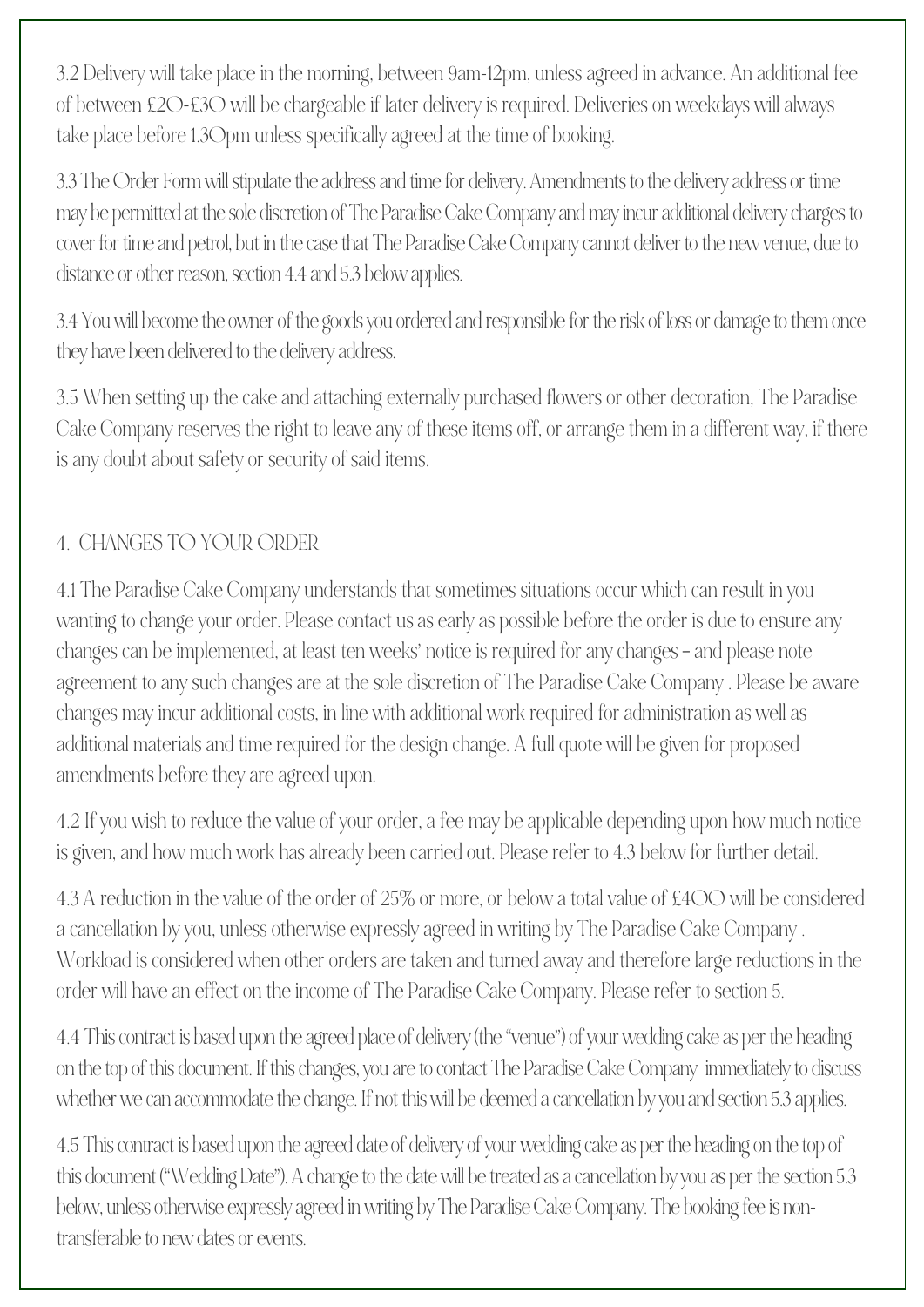3.2 Delivery will take place in the morning, between 9am-12pm, unless agreed in advance. An additional fee of between £20-£30 will be chargeable if later delivery is required. Deliveries on weekdays will always take place before 1.30pm unless specifically agreed at the time of booking.

3.3 The Order Form will stipulate the address and time for delivery. Amendments to the delivery address or time may be permitted at the sole discretion of The Paradise Cake Company and may incur additional delivery charges to cover for time and petrol, but in the case that The Paradise Cake Company cannot deliver to the new venue, due to distance or other reason, section 4.4 and 5.3 below applies.

3.4 You will become the owner of the goods you ordered and responsible for the risk of loss or damage to them once they have been delivered to the delivery address.

3.5 When setting up the cake and attaching externally purchased flowers or other decoration, The Paradise Cake Company reserves the right to leave any of these items off, or arrange them in a different way, if there is any doubt about safety or security of said items.

## 4. CHANGES TO YOUR ORDER

4.1 The Paradise Cake Company understands that sometimes situations occur which can result in you wanting to change your order. Please contact us as early as possible before the order is due to ensure any changes can be implemented, at least ten weeks' notice is required for any changes – and please note agreement to any such changes are at the sole discretion of The Paradise Cake Company . Please be aware changes may incur additional costs, in line with additional work required for administration as well as additional materials and time required for the design change. A full quote will be given for proposed amendments before they are agreed upon.

4.2 If you wish to reduce the value of your order, a fee may be applicable depending upon how much notice is given, and how much work has already been carried out. Please refer to 4.3 below for further detail.

4.3 A reduction in the value of the order of 25% or more, or below a total value of £400 will be considered a cancellation by you, unless otherwise expressly agreed in writing by The Paradise Cake Company . Workload is considered when other orders are taken and turned away and therefore large reductions in the order will have an effect on the income of The Paradise Cake Company. Please refer to section 5.

4.4 This contract is based upon the agreed place of delivery (the "venue") of your wedding cake as per the heading on the top of this document. If this changes, you are to contact The Paradise Cake Company immediately to discuss whether we can accommodate the change. If not this will be deemed a cancellation by you and section 5.3 applies.

4.5 This contract is based upon the agreed date of delivery of your wedding cake as per the heading on the top of this document ("Wedding Date"). A change to the date will be treated as a cancellation by you as per the section 5.3 below, unless otherwise expressly agreed in writing by The Paradise Cake Company. The booking fee is non-transferable to new dates or events.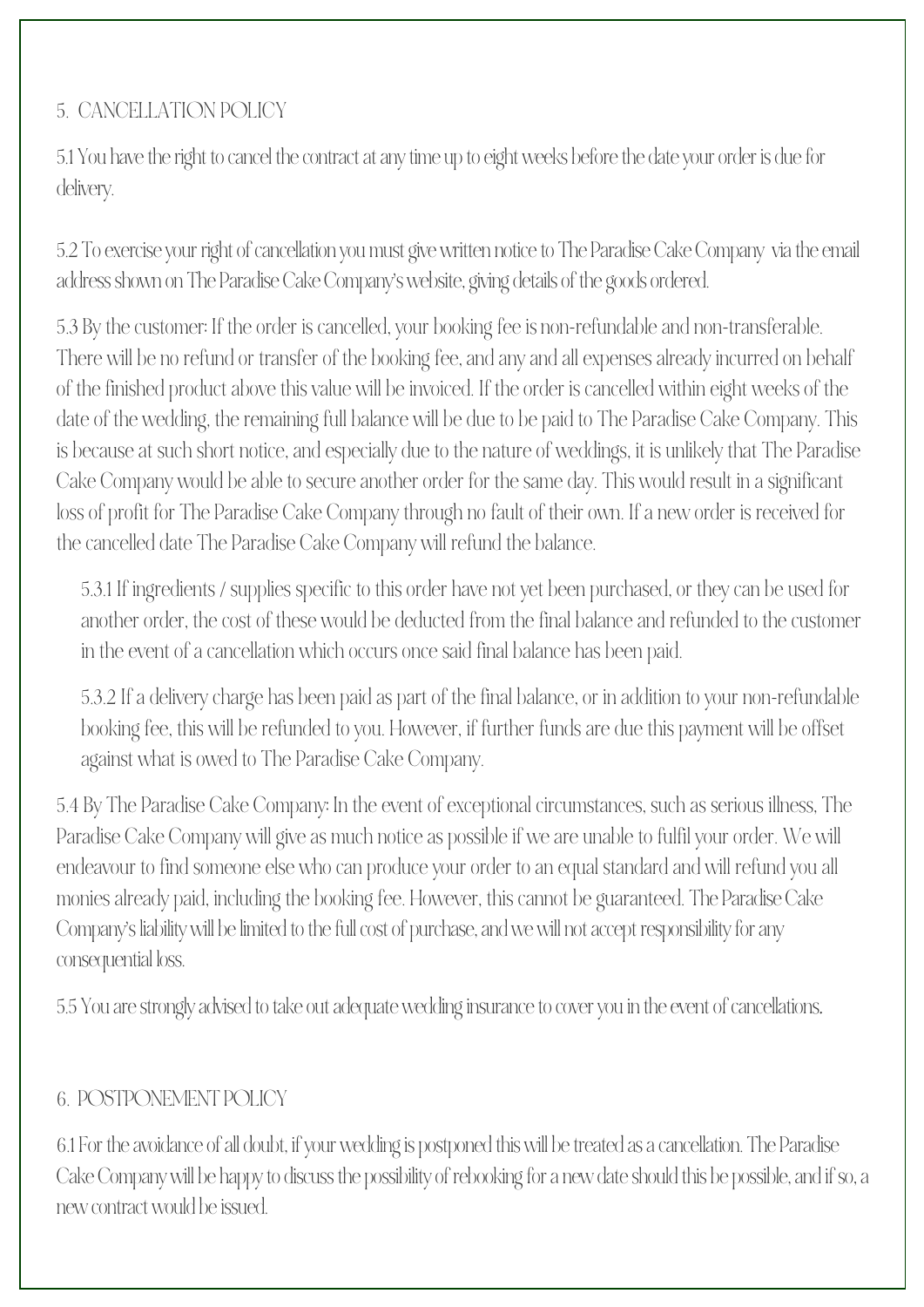## 5. CANCELLATION POLICY

5.1 You have the right to cancel the contract at any time up to eight weeks before the date your order is due for delivery.

5.2 To exercise your right of cancellation you must give written notice to The Paradise Cake Company via the email address shown on The Paradise Cake Company's website, giving details of the goods ordered.

5.3 By the customer: If the order is cancelled, your booking fee is non-refundable and non-transferable. There will be no refund or transfer of the booking fee, and any and all expenses already incurred on behalf of the finished product above this value will be invoiced. If the order is cancelled within eight weeks of the date of the wedding, the remaining full balance will be due to be paid to The Paradise Cake Company. This is because at such short notice, and especially due to the nature of weddings, it is unlikely that The Paradise Cake Company would be able to secure another order for the same day. This would result in a significant loss of profit for The Paradise Cake Company through no fault of their own. If a new order is received for the cancelled date The Paradise Cake Company will refund the balance.

> 5.3.1 If ingredients / supplies specific to this order have not yet been purchased, or they can be used for another order, the cost of these would be deducted from the final balance and refunded to the customer in the event of a cancellation which occurs once said final balance has been paid.
>
> 5.3.2 If a delivery charge has been paid as part of the final balance, or in addition to your non-refundable booking fee, this will be refunded to you. However, if further funds are due this payment will be offset against what is owed to The Paradise Cake Company.

5.4 By The Paradise Cake Company: In the event of exceptional circumstances, such as serious illness, The Paradise Cake Company will give as much notice as possible if we are unable to fulfil your order. We will endeavour to find someone else who can produce your order to an equal standard and will refund you all monies already paid, including the booking fee. However, this cannot be guaranteed. The Paradise Cake Company's liability will be limited to the full cost of purchase, and we will not accept responsibility for any consequential loss.

5.5 You are strongly advised to take out adequate wedding insurance to cover you in the event of cancellations.

## 6. POSTPONEMENT POLICY

6.1 For the avoidance of all doubt, if your wedding is postponed this will be treated as a cancellation. The Paradise Cake Company will be happy to discuss the possibility of rebooking for a new date should this be possible, and if so, a new contract would be issued.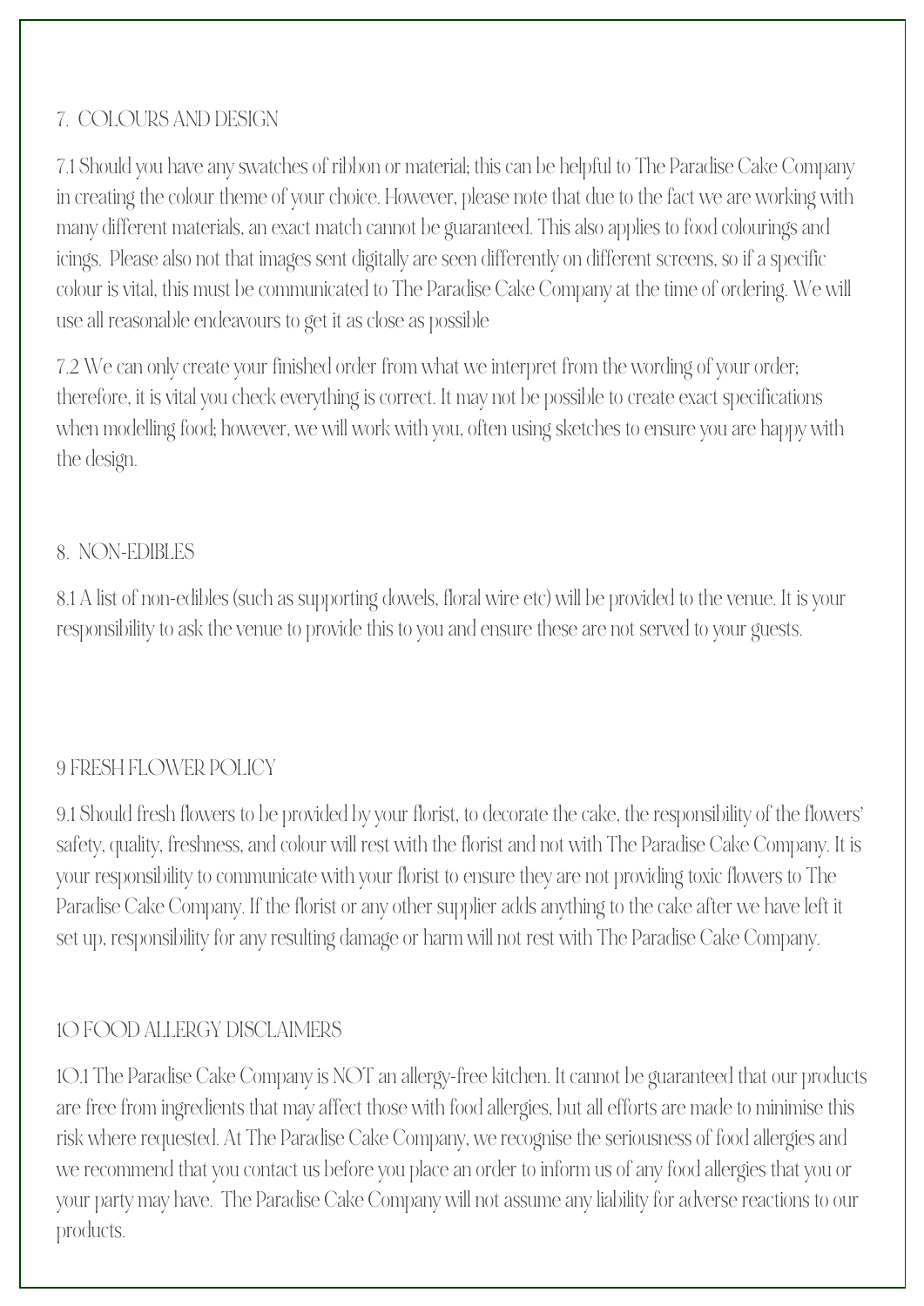## 7. COLOURS AND DESIGN

7.1 Should you have any swatches of ribbon or material; this can be helpful to The Paradise Cake Company in creating the colour theme of your choice. However, please note that due to the fact we are working with many different materials, an exact match cannot be guaranteed. This also applies to food colourings and icings. Please also not that images sent digitally are seen differently on different screens, so if a specific colour is vital, this must be communicated to The Paradise Cake Company at the time of ordering. We will use all reasonable endeavours to get it as close as possible

7.2 We can only create your finished order from what we interpret from the wording of your order; therefore, it is vital you check everything is correct. It may not be possible to create exact specifications when modelling food; however, we will work with you, often using sketches to ensure you are happy with the design.

## 8. NON-EDIBLES

8.1 A list of non-edibles (such as supporting dowels, floral wire etc) will be provided to the venue. It is your responsibility to ask the venue to provide this to you and ensure these are not served to your guests.

## 9 FRESH FLOWER POLICY

9.1 Should fresh flowers to be provided by your florist, to decorate the cake, the responsibility of the flowers' safety, quality, freshness, and colour will rest with the florist and not with The Paradise Cake Company. It is your responsibility to communicate with your florist to ensure they are not providing toxic flowers to The Paradise Cake Company. If the florist or any other supplier adds anything to the cake after we have left it set up, responsibility for any resulting damage or harm will not rest with The Paradise Cake Company.

## 10 FOOD ALLERGY DISCLAIMERS

10.1 The Paradise Cake Company is NOT an allergy-free kitchen. It cannot be guaranteed that our products are free from ingredients that may affect those with food allergies, but all efforts are made to minimise this risk where requested. At The Paradise Cake Company, we recognise the seriousness of food allergies and we recommend that you contact us before you place an order to inform us of any food allergies that you or your party may have. The Paradise Cake Company will not assume any liability for adverse reactions to our products.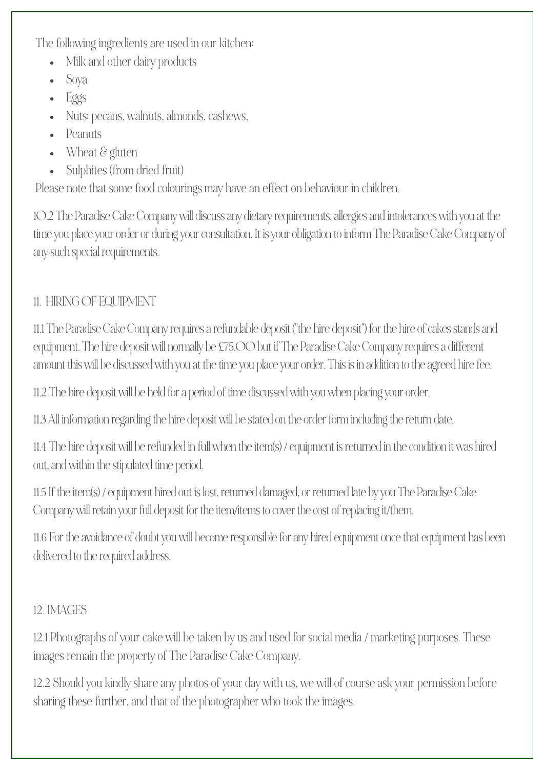The following ingredients are used in our kitchen:

- Milk and other dairy products
- Soya
- Eggs
- Nuts: pecans, walnuts, almonds, cashews,
- Peanuts
- Wheat & gluten
- Sulphites (from dried fruit)

Please note that some food colourings may have an effect on behaviour in children.

10.2 The Paradise Cake Company will discuss any dietary requirements, allergies and intolerances with you at the time you place your order or during your consultation. It is your obligation to inform The Paradise Cake Company of any such special requirements.

## 11. HIRING OF EQUIPMENT

11.1 The Paradise Cake Company requires a refundable deposit ("the hire deposit") for the hire of cakes stands and equipment. The hire deposit will normally be £75.00 but if The Paradise Cake Company requires a different amount this will be discussed with you at the time you place your order. This is in addition to the agreed hire fee.

11.2 The hire deposit will be held for a period of time discussed with you when placing your order.

11.3 All information regarding the hire deposit will be stated on the order form including the return date.

11.4 The hire deposit will be refunded in full when the item(s) / equipment is returned in the condition it was hired out, and within the stipulated time period.

11.5 If the item(s) / equipment hired out is lost, returned damaged, or returned late by you The Paradise Cake Company will retain your full deposit for the item/items to cover the cost of replacing it/them.

11.6 For the avoidance of doubt you will become responsible for any hired equipment once that equipment has been delivered to the required address.

## 12. IMAGES

12.1 Photographs of your cake will be taken by us and used for social media / marketing purposes. These images remain the property of The Paradise Cake Company.

12.2 Should you kindly share any photos of your day with us, we will of course ask your permission before sharing these further, and that of the photographer who took the images.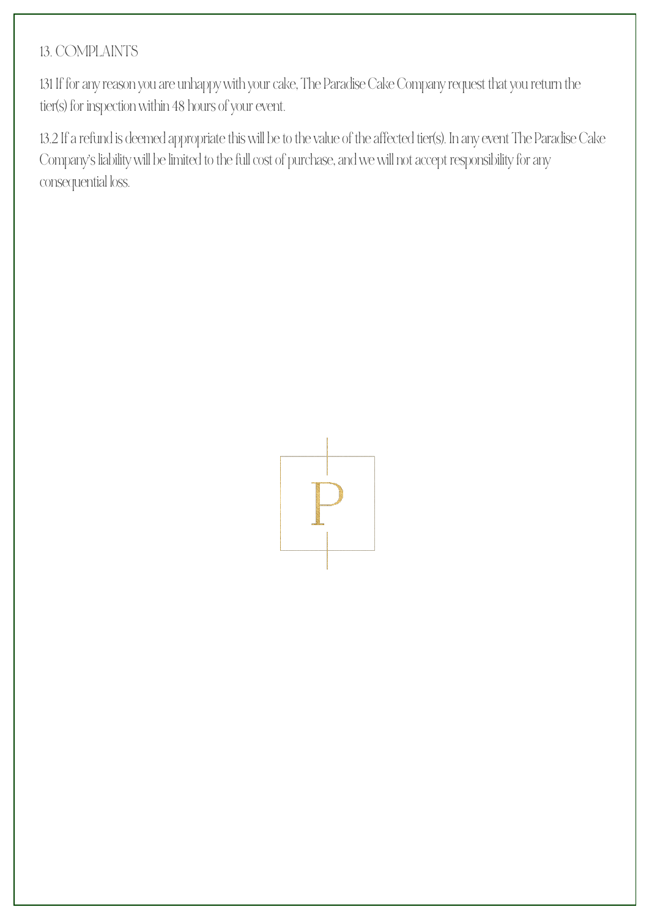## 13. COMPLAINTS

13.1 If for any reason you are unhappy with your cake, The Paradise Cake Company request that you return the tier(s) for inspection within 48 hours of your event.

13.2 If a refund is deemed appropriate this will be to the value of the affected tier(s). In any event The Paradise Cake Company's liability will be limited to the full cost of purchase, and we will not accept responsibility for any consequential loss.